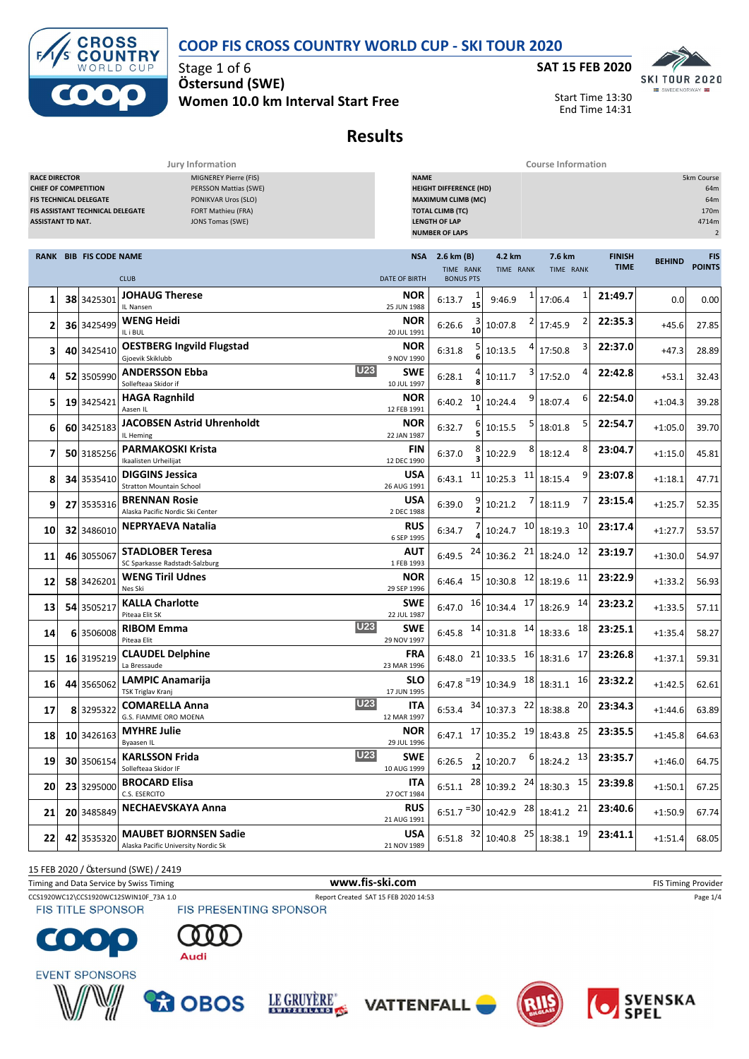# COOP FIS CROSS COUNTRY WORLD CUP - SKI TOUR 2020

Stage 1 of 6
**Östersund (SWE)**
**Women 10.0 km Interval Start Free**

**SAT 15 FEB 2020**

Start Time 13:30
End Time 14:31

## Results

| Jury Information | |
|---|---|
| RACE DIRECTOR | MIGNEREY Pierre (FIS) |
| CHIEF OF COMPETITION | PERSSON Mattias (SWE) |
| FIS TECHNICAL DELEGATE | PONIKVAR Uros (SLO) |
| FIS ASSISTANT TECHNICAL DELEGATE | FORT Mathieu (FRA) |
| ASSISTANT TD NAT. | JONS Tomas (SWE) |

| Course Information | |
|---|---|
| NAME | 5km Course |
| HEIGHT DIFFERENCE (HD) | 64m |
| MAXIMUM CLIMB (MC) | 64m |
| TOTAL CLIMB (TC) | 170m |
| LENGTH OF LAP | 4714m |
| NUMBER OF LAPS | 2 |

| RANK | BIB | FIS CODE | NAME / CLUB | | NSA / DATE OF BIRTH | 2.6 km (B) TIME | RANK | BONUS PTS | 4.2 km TIME | RANK | 7.6 km TIME | RANK | FINISH TIME | BEHIND | FIS POINTS |
|---|---|---|---|---|---|---|---|---|---|---|---|---|---|---|---|
| 1 | 38 | 3425301 | **JOHAUG Therese** IL Nansen | | NOR 25 JUN 1988 | 6:13.7 | 1 | 15 | 9:46.9 | 1 | 17:06.4 | 1 | 21:49.7 | 0.0 | 0.00 |
| 2 | 36 | 3425499 | **WENG Heidi** IL i BUL | | NOR 20 JUL 1991 | 6:26.6 | 3 | 10 | 10:07.8 | 2 | 17:45.9 | 2 | 22:35.3 | +45.6 | 27.85 |
| 3 | 40 | 3425410 | **OESTBERG Ingvild Flugstad** Gjoevik Skiklubb | | NOR 9 NOV 1990 | 6:31.8 | 5 | 6 | 10:13.5 | 4 | 17:50.8 | 3 | 22:37.0 | +47.3 | 28.89 |
| 4 | 52 | 3505990 | **ANDERSSON Ebba** Sollefteaa Skidor if | U23 | SWE 10 JUL 1997 | 6:28.1 | 4 | 8 | 10:11.7 | 3 | 17:52.0 | 4 | 22:42.8 | +53.1 | 32.43 |
| 5 | 19 | 3425421 | **HAGA Ragnhild** Aasen IL | | NOR 12 FEB 1991 | 6:40.2 | 10 | 1 | 10:24.4 | 9 | 18:07.4 | 6 | 22:54.0 | +1:04.3 | 39.28 |
| 6 | 60 | 3425183 | **JACOBSEN Astrid Uhrenholdt** IL Heming | | NOR 22 JAN 1987 | 6:32.7 | 6 | 5 | 10:15.5 | 5 | 18:01.8 | 5 | 22:54.7 | +1:05.0 | 39.70 |
| 7 | 50 | 3185256 | **PARMAKOSKI Krista** Ikaalisten Urheilijat | | FIN 12 DEC 1990 | 6:37.0 | 8 | 3 | 10:22.9 | 8 | 18:12.4 | 8 | 23:04.7 | +1:15.0 | 45.81 |
| 8 | 34 | 3535410 | **DIGGINS Jessica** Stratton Mountain School | | USA 26 AUG 1991 | 6:43.1 | 11 | | 10:25.3 | 11 | 18:15.4 | 9 | 23:07.8 | +1:18.1 | 47.71 |
| 9 | 27 | 3535316 | **BRENNAN Rosie** Alaska Pacific Nordic Ski Center | | USA 2 DEC 1988 | 6:39.0 | 9 | 2 | 10:21.2 | 7 | 18:11.9 | 7 | 23:15.4 | +1:25.7 | 52.35 |
| 10 | 32 | 3486010 | **NEPRYAEVA Natalia** | | RUS 6 SEP 1995 | 6:34.7 | 7 | 4 | 10:24.7 | 10 | 18:19.3 | 10 | 23:17.4 | +1:27.7 | 53.57 |
| 11 | 46 | 3055067 | **STADLOBER Teresa** SC Sparkasse Radstadt-Salzburg | | AUT 1 FEB 1993 | 6:49.5 | 24 | | 10:36.2 | 21 | 18:24.0 | 12 | 23:19.7 | +1:30.0 | 54.97 |
| 12 | 58 | 3426201 | **WENG Tiril Udnes** Nes Ski | | NOR 29 SEP 1996 | 6:46.4 | 15 | | 10:30.8 | 12 | 18:19.6 | 11 | 23:22.9 | +1:33.2 | 56.93 |
| 13 | 54 | 3505217 | **KALLA Charlotte** Piteaa Elit SK | | SWE 22 JUL 1987 | 6:47.0 | 16 | | 10:34.4 | 17 | 18:26.9 | 14 | 23:23.2 | +1:33.5 | 57.11 |
| 14 | 6 | 3506008 | **RIBOM Emma** Piteaa Elit | U23 | SWE 29 NOV 1997 | 6:45.8 | 14 | | 10:31.8 | 14 | 18:33.6 | 18 | 23:25.1 | +1:35.4 | 58.27 |
| 15 | 16 | 3195219 | **CLAUDEL Delphine** La Bressaude | | FRA 23 MAR 1996 | 6:48.0 | 21 | | 10:33.5 | 16 | 18:31.6 | 17 | 23:26.8 | +1:37.1 | 59.31 |
| 16 | 44 | 3565062 | **LAMPIC Anamarija** TSK Triglav Kranj | | SLO 17 JUN 1995 | 6:47.8 | =19 | | 10:34.9 | 18 | 18:31.1 | 16 | 23:32.2 | +1:42.5 | 62.61 |
| 17 | 8 | 3295322 | **COMARELLA Anna** G.S. FIAMME ORO MOENA | U23 | ITA 12 MAR 1997 | 6:53.4 | 34 | | 10:37.3 | 22 | 18:38.8 | 20 | 23:34.3 | +1:44.6 | 63.89 |
| 18 | 10 | 3426163 | **MYHRE Julie** Byaasen IL | | NOR 29 JUL 1996 | 6:47.1 | 17 | | 10:35.2 | 19 | 18:43.8 | 25 | 23:35.5 | +1:45.8 | 64.63 |
| 19 | 30 | 3506154 | **KARLSSON Frida** Sollefteaa Skidor IF | U23 | SWE 10 AUG 1999 | 6:26.5 | 2 | 12 | 10:20.7 | 6 | 18:24.2 | 13 | 23:35.7 | +1:46.0 | 64.75 |
| 20 | 23 | 3295000 | **BROCARD Elisa** C.S. ESERCITO | | ITA 27 OCT 1984 | 6:51.1 | 28 | | 10:39.2 | 24 | 18:30.3 | 15 | 23:39.8 | +1:50.1 | 67.25 |
| 21 | 20 | 3485849 | **NECHAEVSKAYA Anna** | | RUS 21 AUG 1991 | 6:51.7 | =30 | | 10:42.9 | 28 | 18:41.2 | 21 | 23:40.6 | +1:50.9 | 67.74 |
| 22 | 42 | 3535320 | **MAUBET BJORNSEN Sadie** Alaska Pacific University Nordic Sk | | USA 21 NOV 1989 | 6:51.8 | 32 | | 10:40.8 | 25 | 18:38.1 | 19 | 23:41.1 | +1:51.4 | 68.05 |

15 FEB 2020 / Östersund (SWE) / 2419

Timing and Data Service by Swiss Timing — www.fis-ski.com — FIS Timing Provider

CCS1920WC12\CCS1920WC12SWIN10F_73A 1.0 — Report Created SAT 15 FEB 2020 14:53

FIS TITLE SPONSOR — FIS PRESENTING SPONSOR — EVENT SPONSORS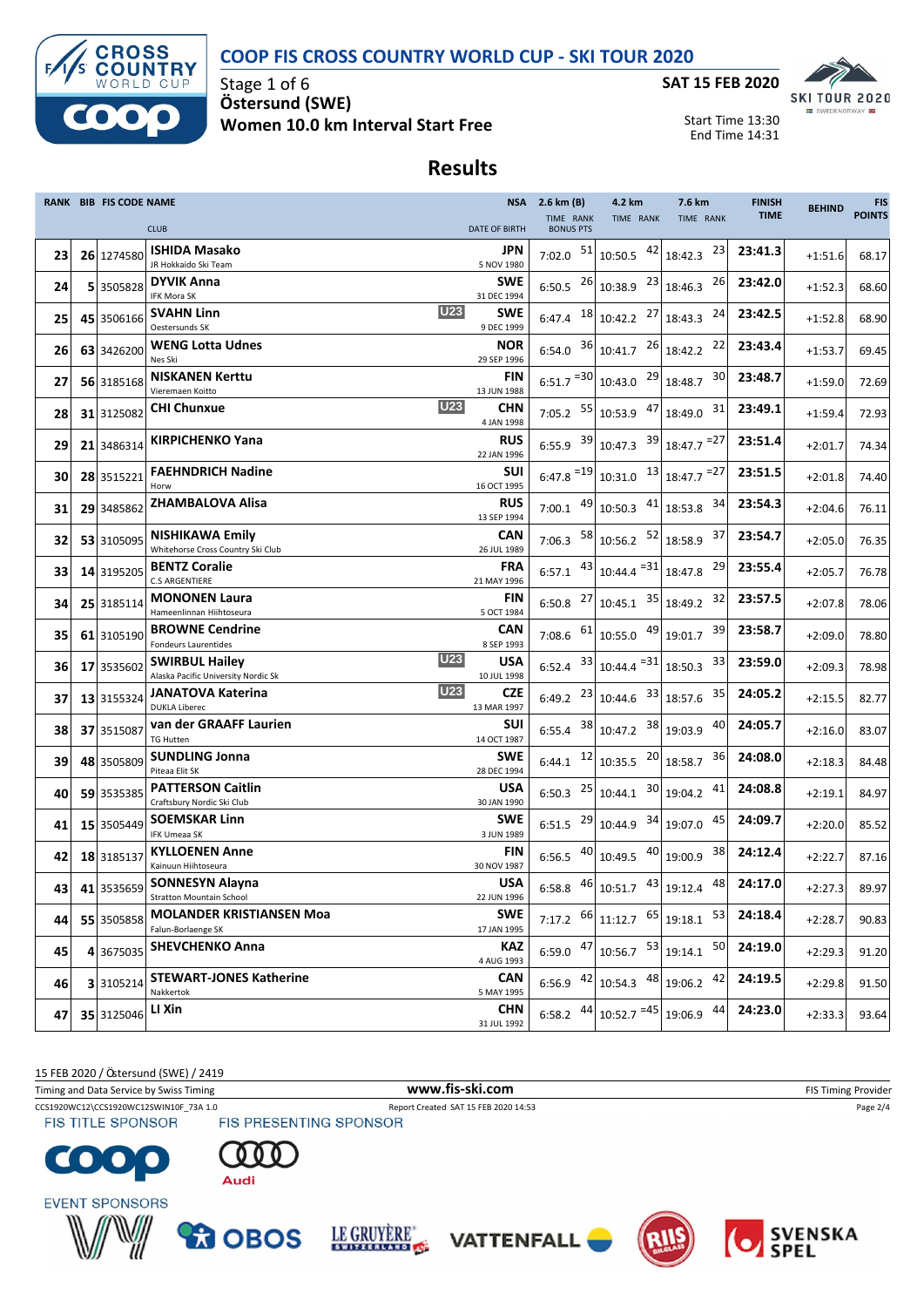# COOP FIS CROSS COUNTRY WORLD CUP - SKI TOUR 2020

Stage 1 of 6
**Östersund (SWE)**
**Women 10.0 km Interval Start Free**

**SAT 15 FEB 2020**

Start Time 13:30
End Time 14:31

## Results

| RANK | BIB | FIS CODE | NAME / CLUB | | NSA / DATE OF BIRTH | 2.6 km (B) TIME RANK BONUS PTS | 4.2 km TIME RANK | 7.6 km TIME RANK | FINISH TIME | BEHIND | FIS POINTS |
|---|---|---|---|---|---|---|---|---|---|---|---|
| 23 | 26 | 1274580 | **ISHIDA Masako** JR Hokkaido Ski Team | | JPN 5 NOV 1980 | 7:02.0 51 | 10:50.5 42 | 18:42.3 23 | 23:41.3 | +1:51.6 | 68.17 |
| 24 | 5 | 3505828 | **DYVIK Anna** IFK Mora SK | | SWE 31 DEC 1994 | 6:50.5 26 | 10:38.9 23 | 18:46.3 26 | 23:42.0 | +1:52.3 | 68.60 |
| 25 | 45 | 3506166 | **SVAHN Linn** Oestersunds SK | U23 | SWE 9 DEC 1999 | 6:47.4 18 | 10:42.2 27 | 18:43.3 24 | 23:42.5 | +1:52.8 | 68.90 |
| 26 | 63 | 3426200 | **WENG Lotta Udnes** Nes Ski | | NOR 29 SEP 1996 | 6:54.0 36 | 10:41.7 26 | 18:42.2 22 | 23:43.4 | +1:53.7 | 69.45 |
| 27 | 56 | 3185168 | **NISKANEN Kerttu** Vieremaen Koitto | | FIN 13 JUN 1988 | 6:51.7 =30 | 10:43.0 29 | 18:48.7 30 | 23:48.7 | +1:59.0 | 72.69 |
| 28 | 31 | 3125082 | **CHI Chunxue** | U23 | CHN 4 JAN 1998 | 7:05.2 55 | 10:53.9 47 | 18:49.0 31 | 23:49.1 | +1:59.4 | 72.93 |
| 29 | 21 | 3486314 | **KIRPICHENKO Yana** | | RUS 22 JAN 1996 | 6:55.9 39 | 10:47.3 39 | 18:47.7 =27 | 23:51.4 | +2:01.7 | 74.34 |
| 30 | 28 | 3515221 | **FAEHNDRICH Nadine** Horw | | SUI 16 OCT 1995 | 6:47.8 =19 | 10:31.0 13 | 18:47.7 =27 | 23:51.5 | +2:01.8 | 74.40 |
| 31 | 29 | 3485862 | **ZHAMBALOVA Alisa** | | RUS 13 SEP 1994 | 7:00.1 49 | 10:50.3 41 | 18:53.8 34 | 23:54.3 | +2:04.6 | 76.11 |
| 32 | 53 | 3105095 | **NISHIKAWA Emily** Whitehorse Cross Country Ski Club | | CAN 26 JUL 1989 | 7:06.3 58 | 10:56.2 52 | 18:58.9 37 | 23:54.7 | +2:05.0 | 76.35 |
| 33 | 14 | 3195205 | **BENTZ Coralie** C.S ARGENTIERE | | FRA 21 MAY 1996 | 6:57.1 43 | 10:44.4 =31 | 18:47.8 29 | 23:55.4 | +2:05.7 | 76.78 |
| 34 | 25 | 3185114 | **MONONEN Laura** Hameenlinnan Hiihtoseura | | FIN 5 OCT 1984 | 6:50.8 27 | 10:45.1 35 | 18:49.2 32 | 23:57.5 | +2:07.8 | 78.06 |
| 35 | 61 | 3105190 | **BROWNE Cendrine** Fondeurs Laurentides | | CAN 8 SEP 1993 | 7:08.6 61 | 10:55.0 49 | 19:01.7 39 | 23:58.7 | +2:09.0 | 78.80 |
| 36 | 17 | 3535602 | **SWIRBUL Hailey** Alaska Pacific University Nordic Sk | U23 | USA 10 JUL 1998 | 6:52.4 33 | 10:44.4 =31 | 18:50.3 33 | 23:59.0 | +2:09.3 | 78.98 |
| 37 | 13 | 3155324 | **JANATOVA Katerina** DUKLA Liberec | U23 | CZE 13 MAR 1997 | 6:49.2 23 | 10:44.6 33 | 18:57.6 35 | 24:05.2 | +2:15.5 | 82.77 |
| 38 | 37 | 3515087 | **van der GRAAFF Laurien** TG Hutten | | SUI 14 OCT 1987 | 6:55.4 38 | 10:47.2 38 | 19:03.9 40 | 24:05.7 | +2:16.0 | 83.07 |
| 39 | 48 | 3505809 | **SUNDLING Jonna** Piteaa Elit SK | | SWE 28 DEC 1994 | 6:44.1 12 | 10:35.5 20 | 18:58.7 36 | 24:08.0 | +2:18.3 | 84.48 |
| 40 | 59 | 3535385 | **PATTERSON Caitlin** Craftsbury Nordic Ski Club | | USA 30 JAN 1990 | 6:50.3 25 | 10:44.1 30 | 19:04.2 41 | 24:08.8 | +2:19.1 | 84.97 |
| 41 | 15 | 3505449 | **SOEMSKAR Linn** IFK Umeaa SK | | SWE 3 JUN 1989 | 6:51.5 29 | 10:44.9 34 | 19:07.0 45 | 24:09.7 | +2:20.0 | 85.52 |
| 42 | 18 | 3185137 | **KYLLOENEN Anne** Kainuun Hiihtoseura | | FIN 30 NOV 1987 | 6:56.5 40 | 10:49.5 40 | 19:00.9 38 | 24:12.4 | +2:22.7 | 87.16 |
| 43 | 41 | 3535659 | **SONNESYN Alayna** Stratton Mountain School | | USA 22 JUN 1996 | 6:58.8 46 | 10:51.7 43 | 19:12.4 48 | 24:17.0 | +2:27.3 | 89.97 |
| 44 | 55 | 3505858 | **MOLANDER KRISTIANSEN Moa** Falun-Borlaenge SK | | SWE 17 JAN 1995 | 7:17.2 66 | 11:12.7 65 | 19:18.1 53 | 24:18.4 | +2:28.7 | 90.83 |
| 45 | 4 | 3675035 | **SHEVCHENKO Anna** | | KAZ 4 AUG 1993 | 6:59.0 47 | 10:56.7 53 | 19:14.1 50 | 24:19.0 | +2:29.3 | 91.20 |
| 46 | 3 | 3105214 | **STEWART-JONES Katherine** Nakkertok | | CAN 5 MAY 1995 | 6:56.9 42 | 10:54.3 48 | 19:06.2 42 | 24:19.5 | +2:29.8 | 91.50 |
| 47 | 35 | 3125046 | **LI Xin** | | CHN 31 JUL 1992 | 6:58.2 44 | 10:52.7 =45 | 19:06.9 44 | 24:23.0 | +2:33.3 | 93.64 |

15 FEB 2020 / Östersund (SWE) / 2419

Timing and Data Service by Swiss Timing — www.fis-ski.com — FIS Timing Provider

CCS1920WC12\CCS1920WC12SWIN10F_73A 1.0 — Report Created SAT 15 FEB 2020 14:53

FIS TITLE SPONSOR — FIS PRESENTING SPONSOR

EVENT SPONSORS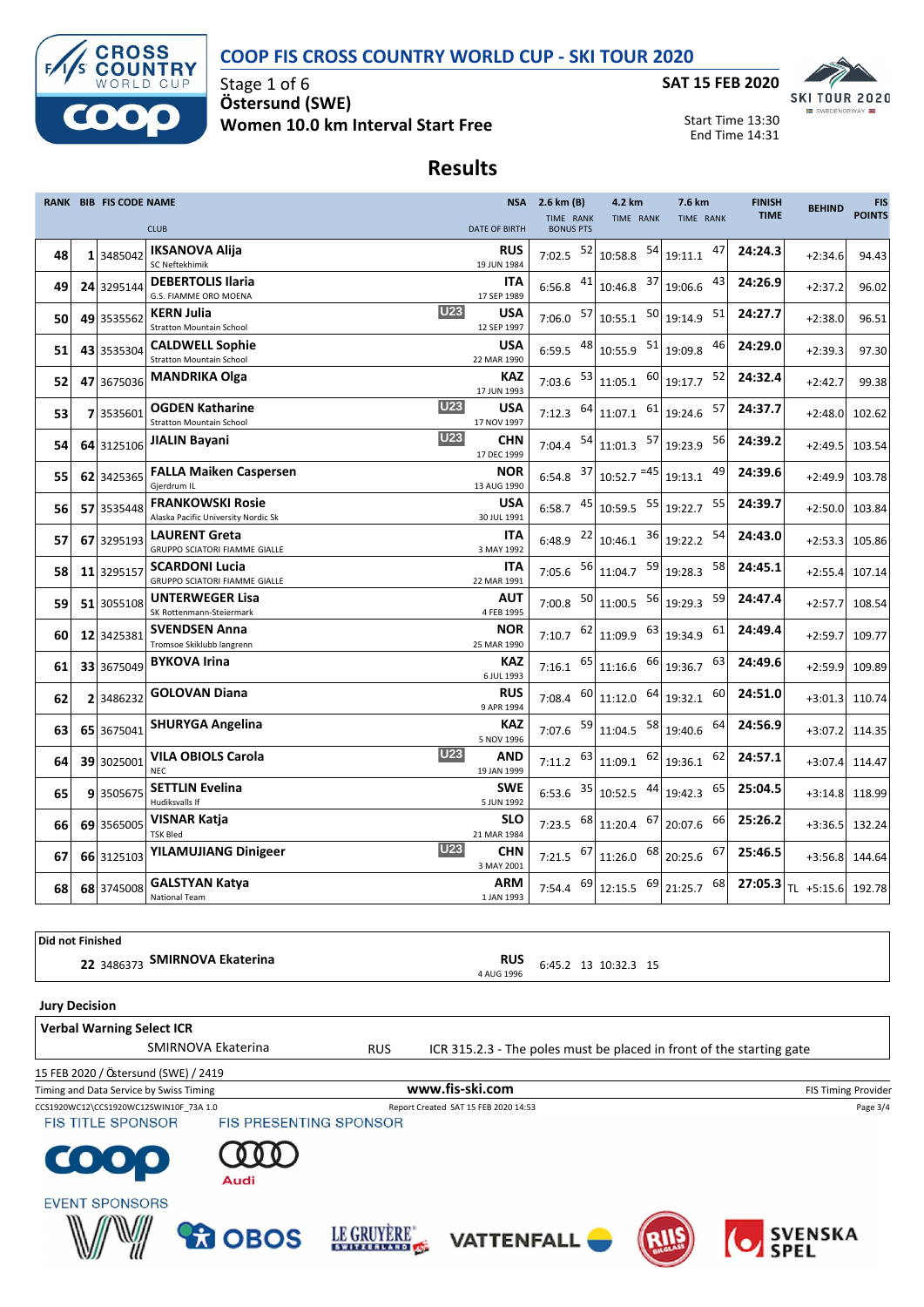# COOP FIS CROSS COUNTRY WORLD CUP - SKI TOUR 2020

Stage 1 of 6
**Östersund (SWE)**
**Women 10.0 km Interval Start Free**

**SAT 15 FEB 2020**
Start Time 13:30
End Time 14:31

## Results

| RANK | BIB | FIS CODE | NAME / CLUB | | NSA / DATE OF BIRTH | 2.6 km (B) TIME | RANK | 4.2 km TIME | RANK | 7.6 km TIME | RANK | FINISH TIME | BEHIND | FIS POINTS |
|---|---|---|---|---|---|---|---|---|---|---|---|---|---|---|
| 48 | 1 | 3485042 | **IKSANOVA Alija** SC Neftekhimik | | RUS 19 JUN 1984 | 7:02.5 | 52 | 10:58.8 | 54 | 19:11.1 | 47 | 24:24.3 | +2:34.6 | 94.43 |
| 49 | 24 | 3295144 | **DEBERTOLIS Ilaria** G.S. FIAMME ORO MOENA | | ITA 17 SEP 1989 | 6:56.8 | 41 | 10:46.8 | 37 | 19:06.6 | 43 | 24:26.9 | +2:37.2 | 96.02 |
| 50 | 49 | 3535562 | **KERN Julia** Stratton Mountain School | U23 | USA 12 SEP 1997 | 7:06.0 | 57 | 10:55.1 | 50 | 19:14.9 | 51 | 24:27.7 | +2:38.0 | 96.51 |
| 51 | 43 | 3535304 | **CALDWELL Sophie** Stratton Mountain School | | USA 22 MAR 1990 | 6:59.5 | 48 | 10:55.9 | 51 | 19:09.8 | 46 | 24:29.0 | +2:39.3 | 97.30 |
| 52 | 47 | 3675036 | **MANDRIKA Olga** | | KAZ 17 JUN 1993 | 7:03.6 | 53 | 11:05.1 | 60 | 19:17.7 | 52 | 24:32.4 | +2:42.7 | 99.38 |
| 53 | 7 | 3535601 | **OGDEN Katharine** Stratton Mountain School | U23 | USA 17 NOV 1997 | 7:12.3 | 64 | 11:07.1 | 61 | 19:24.6 | 57 | 24:37.7 | +2:48.0 | 102.62 |
| 54 | 64 | 3125106 | **JIALIN Bayani** | U23 | CHN 17 DEC 1999 | 7:04.4 | 54 | 11:01.3 | 57 | 19:23.9 | 56 | 24:39.2 | +2:49.5 | 103.54 |
| 55 | 62 | 3425365 | **FALLA Maiken Caspersen** Gjerdrum IL | | NOR 13 AUG 1990 | 6:54.8 | 37 | 10:52.7 | =45 | 19:13.1 | 49 | 24:39.6 | +2:49.9 | 103.78 |
| 56 | 57 | 3535448 | **FRANKOWSKI Rosie** Alaska Pacific University Nordic Sk | | USA 30 JUL 1991 | 6:58.7 | 45 | 10:59.5 | 55 | 19:22.7 | 55 | 24:39.7 | +2:50.0 | 103.84 |
| 57 | 67 | 3295193 | **LAURENT Greta** GRUPPO SCIATORI FIAMME GIALLE | | ITA 3 MAY 1992 | 6:48.9 | 22 | 10:46.1 | 36 | 19:22.2 | 54 | 24:43.0 | +2:53.3 | 105.86 |
| 58 | 11 | 3295157 | **SCARDONI Lucia** GRUPPO SCIATORI FIAMME GIALLE | | ITA 22 MAR 1991 | 7:05.6 | 56 | 11:04.7 | 59 | 19:28.3 | 58 | 24:45.1 | +2:55.4 | 107.14 |
| 59 | 51 | 3055108 | **UNTERWEGER Lisa** SK Rottenmann-Steiermark | | AUT 4 FEB 1995 | 7:00.8 | 50 | 11:00.5 | 56 | 19:29.3 | 59 | 24:47.4 | +2:57.7 | 108.54 |
| 60 | 12 | 3425381 | **SVENDSEN Anna** Tromsoe Skiklubb langrenn | | NOR 25 MAR 1990 | 7:10.7 | 62 | 11:09.9 | 63 | 19:34.9 | 61 | 24:49.4 | +2:59.7 | 109.77 |
| 61 | 33 | 3675049 | **BYKOVA Irina** | | KAZ 6 JUL 1993 | 7:16.1 | 65 | 11:16.6 | 66 | 19:36.7 | 63 | 24:49.6 | +2:59.9 | 109.89 |
| 62 | 2 | 3486232 | **GOLOVAN Diana** | | RUS 9 APR 1994 | 7:08.4 | 60 | 11:12.0 | 64 | 19:32.1 | 60 | 24:51.0 | +3:01.3 | 110.74 |
| 63 | 65 | 3675041 | **SHURYGA Angelina** | | KAZ 5 NOV 1996 | 7:07.6 | 59 | 11:04.5 | 58 | 19:40.6 | 64 | 24:56.9 | +3:07.2 | 114.35 |
| 64 | 39 | 3025001 | **VILA OBIOLS Carola** NEC | U23 | AND 19 JAN 1999 | 7:11.2 | 63 | 11:09.1 | 62 | 19:36.1 | 62 | 24:57.1 | +3:07.4 | 114.47 |
| 65 | 9 | 3505675 | **SETTLIN Evelina** Hudiksvalls If | | SWE 5 JUN 1992 | 6:53.6 | 35 | 10:52.5 | 44 | 19:42.3 | 65 | 25:04.5 | +3:14.8 | 118.99 |
| 66 | 69 | 3565005 | **VISNAR Katja** TSK Bled | | SLO 21 MAR 1984 | 7:23.5 | 68 | 11:20.4 | 67 | 20:07.6 | 66 | 25:26.2 | +3:36.5 | 132.24 |
| 67 | 66 | 3125103 | **YILAMUJIANG Dinigeer** | U23 | CHN 3 MAY 2001 | 7:21.5 | 67 | 11:26.0 | 68 | 20:25.6 | 67 | 25:46.5 | +3:56.8 | 144.64 |
| 68 | 68 | 3745008 | **GALSTYAN Katya** National Team | | ARM 1 JAN 1993 | 7:54.4 | 69 | 12:15.5 | 69 | 21:25.7 | 68 | 27:05.3 | TL +5:15.6 | 192.78 |

**Did not Finished**

| BIB | FIS CODE | NAME | NSA / DATE OF BIRTH | 2.6 km TIME | RANK | 4.2 km TIME | RANK |
|---|---|---|---|---|---|---|---|
| 22 | 3486373 | **SMIRNOVA Ekaterina** | RUS 4 AUG 1996 | 6:45.2 | 13 | 10:32.3 | 15 |

**Jury Decision**

**Verbal Warning Select ICR**

| Name | NSA | Reason |
|---|---|---|
| SMIRNOVA Ekaterina | RUS | ICR 315.2.3 - The poles must be placed in front of the starting gate |

15 FEB 2020 / Östersund (SWE) / 2419
Timing and Data Service by Swiss Timing — www.fis-ski.com — FIS Timing Provider
CCS1920WC12\CCS1920WC12SWIN10F_73A 1.0 — Report Created SAT 15 FEB 2020 14:53

FIS TITLE SPONSOR — FIS PRESENTING SPONSOR — EVENT SPONSORS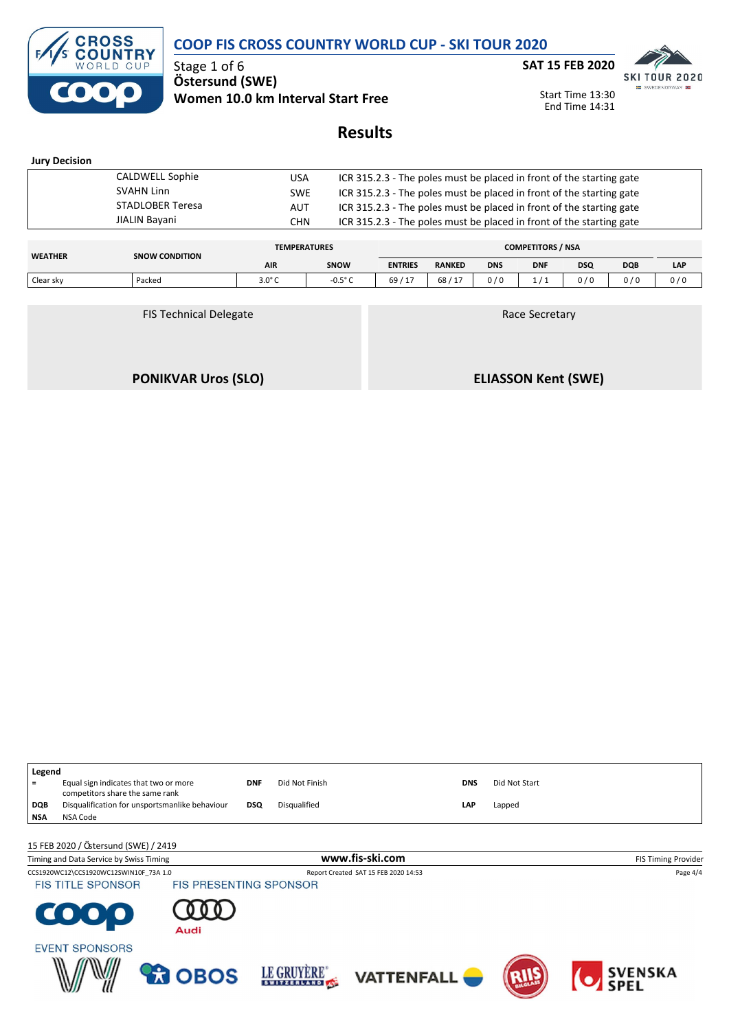## Results

**Jury Decision**

| | | |
|---|---|---|
| CALDWELL Sophie | USA | ICR 315.2.3 - The poles must be placed in front of the starting gate |
| SVAHN Linn | SWE | ICR 315.2.3 - The poles must be placed in front of the starting gate |
| STADLOBER Teresa | AUT | ICR 315.2.3 - The poles must be placed in front of the starting gate |
| JIALIN Bayani | CHN | ICR 315.2.3 - The poles must be placed in front of the starting gate |

| WEATHER | SNOW CONDITION | TEMPERATURES | | COMPETITORS / NSA | | | | | | |
|---|---|---|---|---|---|---|---|---|---|---|
| | | AIR | SNOW | ENTRIES | RANKED | DNS | DNF | DSQ | DQB | LAP |
| Clear sky | Packed | 3.0° C | -0.5° C | 69 / 17 | 68 / 17 | 0 / 0 | 1 / 1 | 0 / 0 | 0 / 0 | 0 / 0 |

| FIS Technical Delegate | Race Secretary |
|---|---|
| **PONIKVAR Uros (SLO)** | **ELIASSON Kent (SWE)** |

**Legend**

| | | | | | |
|---|---|---|---|---|---|
| = | Equal sign indicates that two or more competitors share the same rank | DNF | Did Not Finish | DNS | Did Not Start |
| DQB | Disqualification for unsportsmanlike behaviour | DSQ | Disqualified | LAP | Lapped |
| NSA | NSA Code | | | | |

15 FEB 2020 / Östersund (SWE) / 2419

Timing and Data Service by Swiss Timing — www.fis-ski.com — FIS Timing Provider

CCS1920WC12\CCS1920WC12SWIN10F_73A 1.0 — Report Created SAT 15 FEB 2020 14:53

FIS TITLE SPONSOR — FIS PRESENTING SPONSOR

EVENT SPONSORS